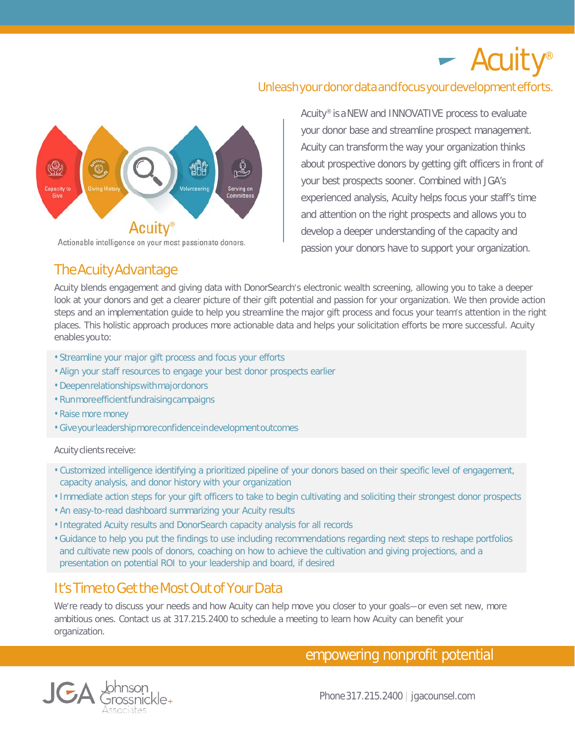# Acuity®

## Unleash your donor data and focus your development efforts.

Capacity to Give | Giving History | Volunteering | Serving on Committees

Acuity®

Actionable intelligence on your most passionate donors.

Acuity® is a NEW and INNOVATIVE process to evaluate your donor base and streamline prospect management. Acuity can transform the way your organization thinks about prospective donors by getting gift officers in front of your best prospects sooner. Combined with JGA's experienced analysis, Acuity helps focus your staff's time and attention on the right prospects and allows you to develop a deeper understanding of the capacity and passion your donors have to support your organization.

## The Acuity Advantage

Acuity blends engagement and giving data with DonorSearch's electronic wealth screening, allowing you to take a deeper look at your donors and get a clearer picture of their gift potential and passion for your organization. We then provide action steps and an implementation guide to help you streamline the major gift process and focus your team's attention in the right places. This holistic approach produces more actionable data and helps your solicitation efforts be more successful. Acuity enables you to:

- Streamline your major gift process and focus your efforts
- Align your staff resources to engage your best donor prospects earlier
- Deepen relationships with major donors
- Run more efficient fundraising campaigns
- Raise more money
- Give your leadership more confidence in development outcomes

Acuity clients receive:

- Customized intelligence identifying a prioritized pipeline of your donors based on their specific level of engagement, capacity analysis, and donor history with your organization
- Immediate action steps for your gift officers to take to begin cultivating and soliciting their strongest donor prospects
- An easy-to-read dashboard summarizing your Acuity results
- Integrated Acuity results and DonorSearch capacity analysis for all records
- Guidance to help you put the findings to use including recommendations regarding next steps to reshape portfolios and cultivate new pools of donors, coaching on how to achieve the cultivation and giving projections, and a presentation on potential ROI to your leadership and board, if desired

## It's Time to Get the Most Out of Your Data

We're ready to discuss your needs and how Acuity can help move you closer to your goals—or even set new, more ambitious ones. Contact us at 317.215.2400 to schedule a meeting to learn how Acuity can benefit your organization.

empowering nonprofit potential

JGA Johnson Grossnickle + Associates

Phone 317.215.2400 | jgacounsel.com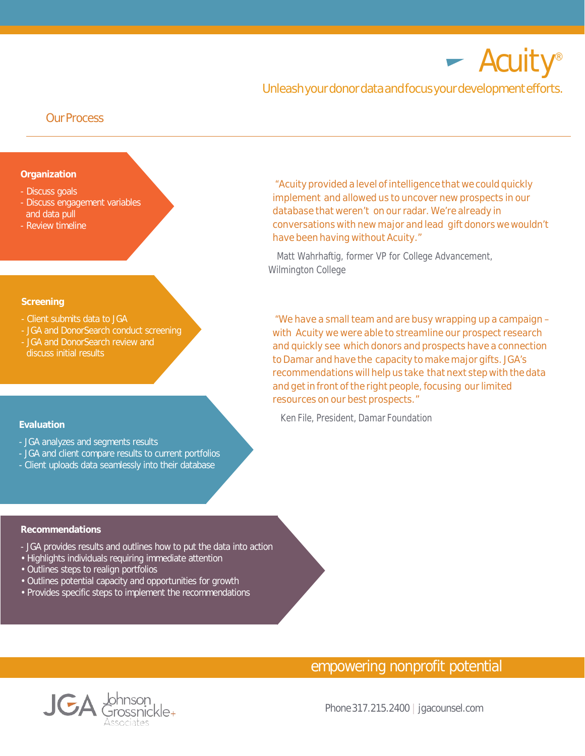# Acuity®

Unleash your donor data and focus your development efforts.

## Our Process

### Organization

- Discuss goals
- Discuss engagement variables and data pull
- Review timeline

### Screening

- Client submits data to JGA
- JGA and DonorSearch conduct screening
- JGA and DonorSearch review and discuss initial results

### Evaluation

- JGA analyzes and segments results
- JGA and client compare results to current portfolios
- Client uploads data seamlessly into their database

### Recommendations

- JGA provides results and outlines how to put the data into action
  - Highlights individuals requiring immediate attention
  - Outlines steps to realign portfolios
  - Outlines potential capacity and opportunities for growth
  - Provides specific steps to implement the recommendations

"Acuity provided a level of intelligence that we could quickly implement and allowed us to uncover new prospects in our database that weren't on our radar. We're already in conversations with new major and lead gift donors we wouldn't have been having without Acuity."

Matt Wahrhaftig, former VP for College Advancement, Wilmington College

"We have a small team and are busy wrapping up a campaign – with Acuity we were able to streamline our prospect research and quickly see which donors and prospects have a connection to Damar and have the capacity to make major gifts. JGA's recommendations will help us take that next step with the data and get in front of the right people, focusing our limited resources on our best prospects."

Ken File, President, Damar Foundation

empowering nonprofit potential

JGA Johnson Grossnickle+ Associates

Phone 317.215.2400 | jgacounsel.com